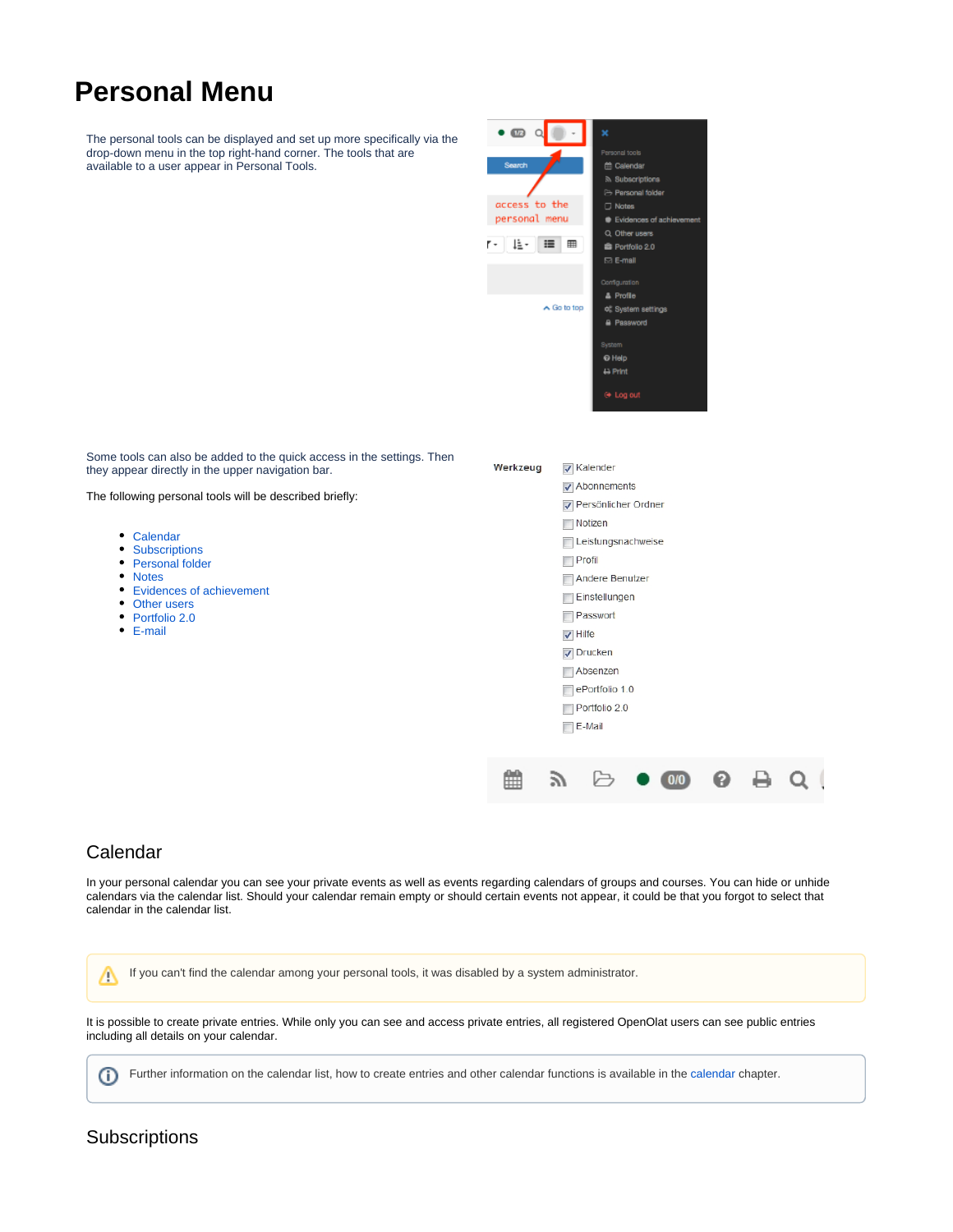# Personal Menu

The personal tools can be displayed and set up more specifically via the drop-down menu in the top right-hand corner. The tools that are available to a user appear in Personal Tools.

Some tools can also be added to the quick access in the settings. Then they appear directly in the upper navigation bar.

The following personal tools will be described briefly:

- Calendar
- Subscriptions
- Personal folder
- Notes
- Evidences of achievement
- Other users
- Portfolio 2.0
- E-mail

## Calendar

In your personal calendar you can see your private events as well as events regarding calendars of groups and courses. You can hide or unhide calendars via the calendar list. Should your calendar remain empty or should certain events not appear, it could be that you forgot to select that calendar in the calendar list.

> If you can't find the calendar among your personal tools, it was disabled by a system administrator.

It is possible to create private entries. While only you can see and access private entries, all registered OpenOlat users can see public entries including all details on your calendar.

> Further information on the calendar list, how to create entries and other calendar functions is available in the calendar chapter.

## Subscriptions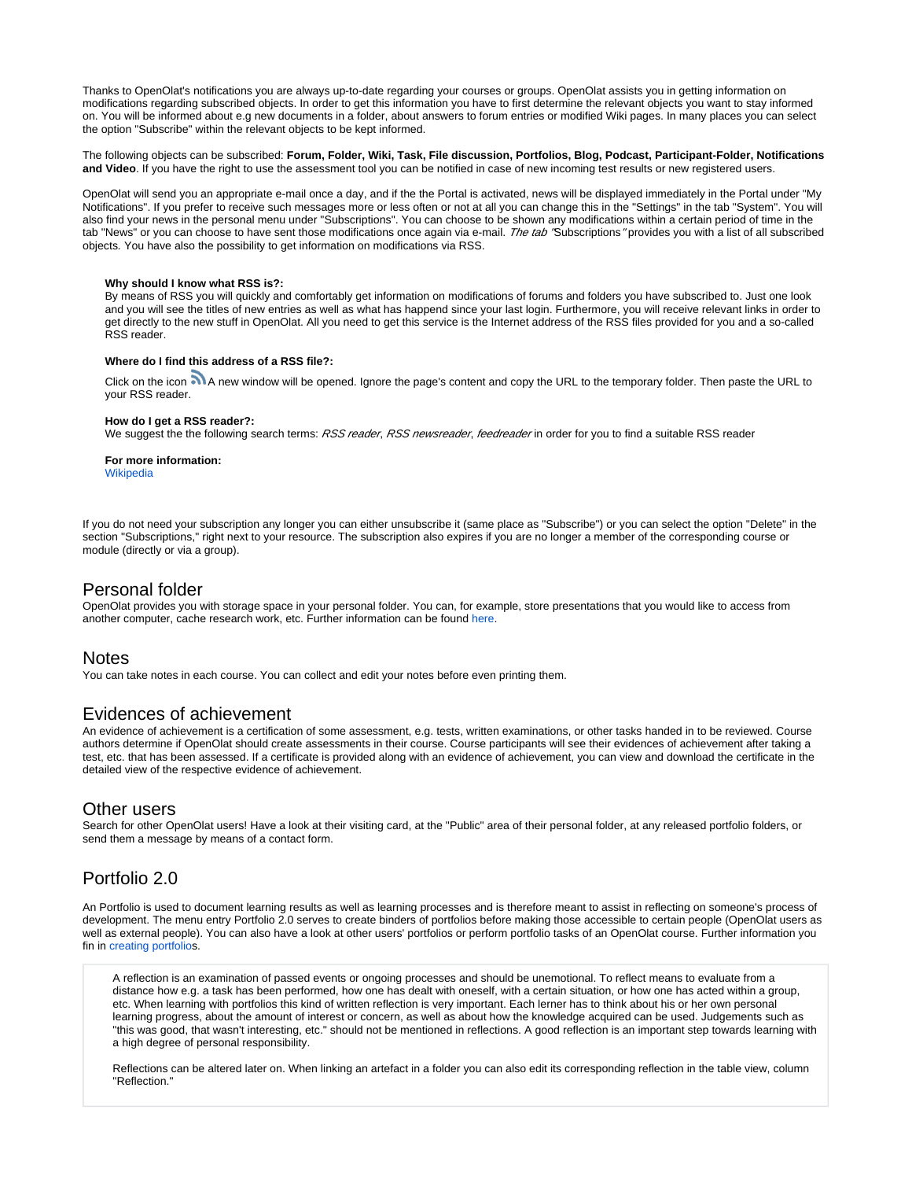Thanks to OpenOlat's notifications you are always up-to-date regarding your courses or groups. OpenOlat assists you in getting information on modifications regarding subscribed objects. In order to get this information you have to first determine the relevant objects you want to stay informed on. You will be informed about e.g new documents in a folder, about answers to forum entries or modified Wiki pages. In many places you can select the option "Subscribe" within the relevant objects to be kept informed.

The following objects can be subscribed: **Forum, Folder, Wiki, Task, File discussion, Portfolios, Blog, Podcast, Participant-Folder, Notifications and Video**. If you have the right to use the assessment tool you can be notified in case of new incoming test results or new registered users.

OpenOlat will send you an appropriate e-mail once a day, and if the the Portal is activated, news will be displayed immediately in the Portal under "My Notifications". If you prefer to receive such messages more or less often or not at all you can change this in the "Settings" in the tab "System". You will also find your news in the personal menu under "Subscriptions". You can choose to be shown any modifications within a certain period of time in the tab "News" or you can choose to have sent those modifications once again via e-mail. *The tab "*Subscriptions*"* provides you with a list of all subscribed objects. You have also the possibility to get information on modifications via RSS.

> **Why should I know what RSS is?:**
> By means of RSS you will quickly and comfortably get information on modifications of forums and folders you have subscribed to. Just one look and you will see the titles of new entries as well as what has happend since your last login. Furthermore, you will receive relevant links in order to get directly to the new stuff in OpenOlat. All you need to get this service is the Internet address of the RSS files provided for you and a so-called RSS reader.
>
> **Where do I find this address of a RSS file?:**
> Click on the icon A new window will be opened. Ignore the page's content and copy the URL to the temporary folder. Then paste the URL to your RSS reader.
>
> **How do I get a RSS reader?:**
> We suggest the the following search terms: *RSS reader*, *RSS newsreader*, *feedreader* in order for you to find a suitable RSS reader
>
> **For more information:**
> Wikipedia

If you do not need your subscription any longer you can either unsubscribe it (same place as "Subscribe") or you can select the option "Delete" in the section "Subscriptions," right next to your resource. The subscription also expires if you are no longer a member of the corresponding course or module (directly or via a group).

## Personal folder

OpenOlat provides you with storage space in your personal folder. You can, for example, store presentations that you would like to access from another computer, cache research work, etc. Further information can be found here.

## Notes

You can take notes in each course. You can collect and edit your notes before even printing them.

## Evidences of achievement

An evidence of achievement is a certification of some assessment, e.g. tests, written examinations, or other tasks handed in to be reviewed. Course authors determine if OpenOlat should create assessments in their course. Course participants will see their evidences of achievement after taking a test, etc. that has been assessed. If a certificate is provided along with an evidence of achievement, you can view and download the certificate in the detailed view of the respective evidence of achievement.

## Other users

Search for other OpenOlat users! Have a look at their visiting card, at the "Public" area of their personal folder, at any released portfolio folders, or send them a message by means of a contact form.

## Portfolio 2.0

An Portfolio is used to document learning results as well as learning processes and is therefore meant to assist in reflecting on someone's process of development. The menu entry Portfolio 2.0 serves to create binders of portfolios before making those accessible to certain people (OpenOlat users as well as external people). You can also have a look at other users' portfolios or perform portfolio tasks of an OpenOlat course. Further information you fin in creating portfolios.

> A reflection is an examination of passed events or ongoing processes and should be unemotional. To reflect means to evaluate from a distance how e.g. a task has been performed, how one has dealt with oneself, with a certain situation, or how one has acted within a group, etc. When learning with portfolios this kind of written reflection is very important. Each lerner has to think about his or her own personal learning progress, about the amount of interest or concern, as well as about how the knowledge acquired can be used. Judgements such as "this was good, that wasn't interesting, etc." should not be mentioned in reflections. A good reflection is an important step towards learning with a high degree of personal responsibility.
>
> Reflections can be altered later on. When linking an artefact in a folder you can also edit its corresponding reflection in the table view, column "Reflection."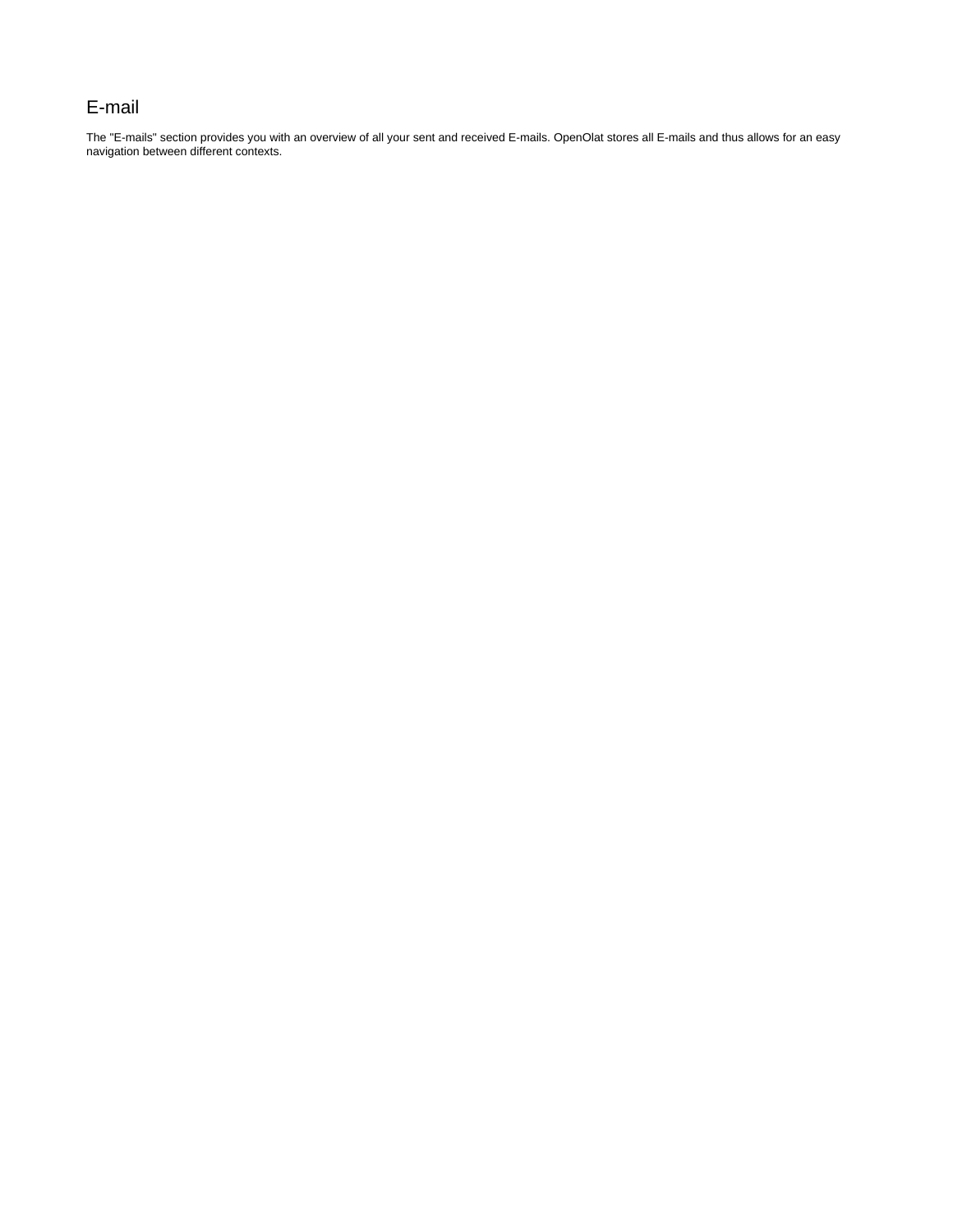# E-mail

The "E-mails" section provides you with an overview of all your sent and received E-mails. OpenOlat stores all E-mails and thus allows for an easy navigation between different contexts.